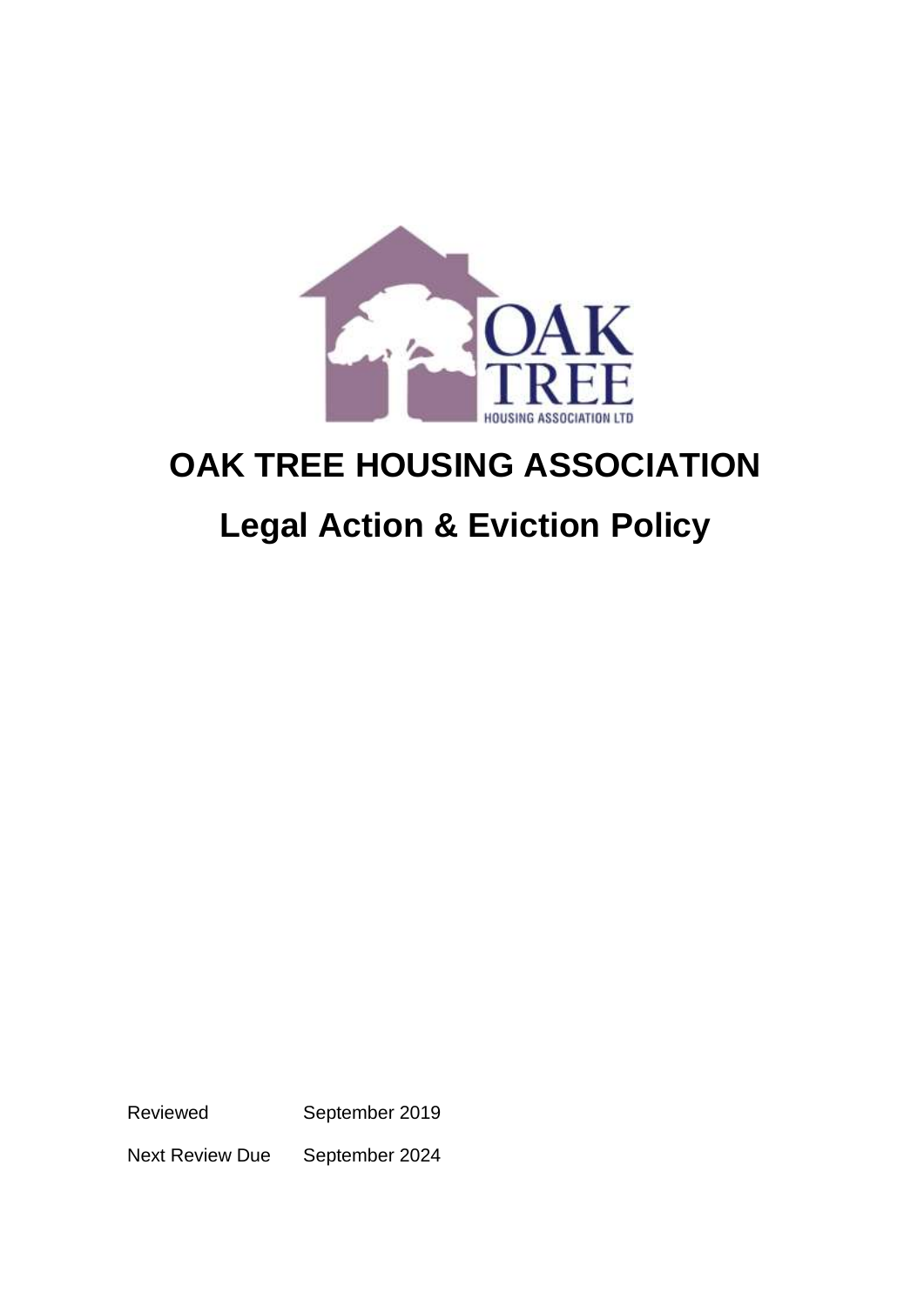# OAK TREE HOUSING ASSOCIATION

## Legal Action & Eviction Policy

| | |
|---|---|
| Reviewed | September 2019 |
| Next Review Due | September 2024 |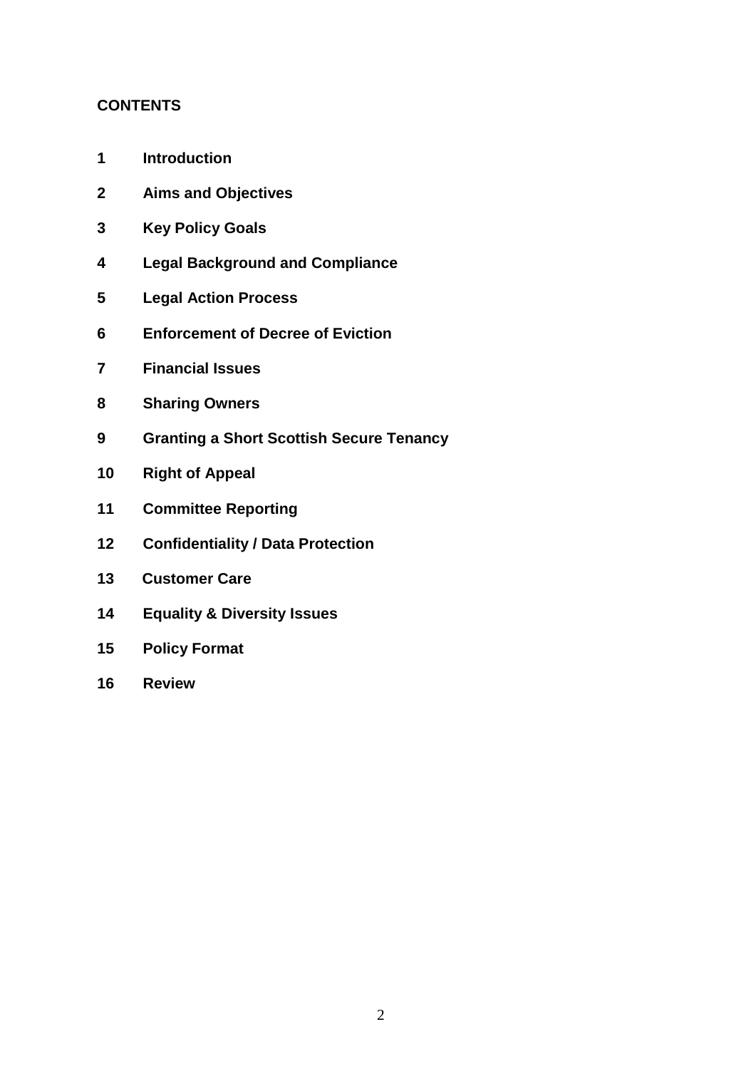## CONTENTS

1 **Introduction**

2 **Aims and Objectives**

3 **Key Policy Goals**

4 **Legal Background and Compliance**

5 **Legal Action Process**

6 **Enforcement of Decree of Eviction**

7 **Financial Issues**

8 **Sharing Owners**

9 **Granting a Short Scottish Secure Tenancy**

10 **Right of Appeal**

11 **Committee Reporting**

12 **Confidentiality / Data Protection**

13 **Customer Care**

14 **Equality & Diversity Issues**

15 **Policy Format**

16 **Review**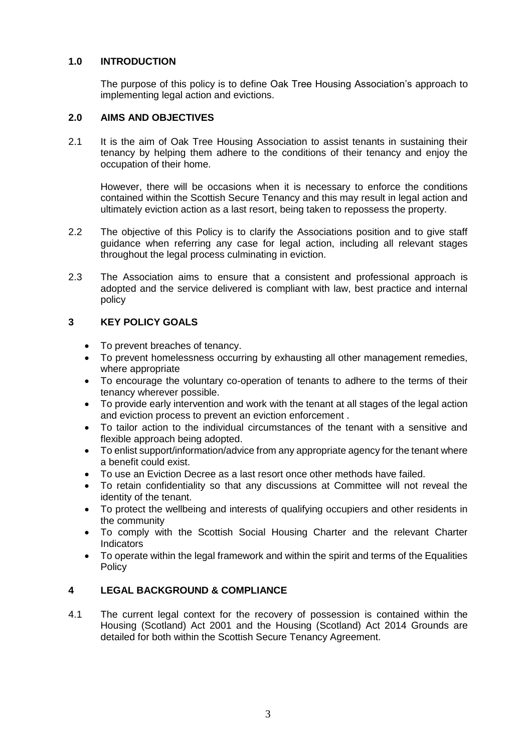## 1.0 INTRODUCTION

The purpose of this policy is to define Oak Tree Housing Association's approach to implementing legal action and evictions.

## 2.0 AIMS AND OBJECTIVES

2.1 It is the aim of Oak Tree Housing Association to assist tenants in sustaining their tenancy by helping them adhere to the conditions of their tenancy and enjoy the occupation of their home.

However, there will be occasions when it is necessary to enforce the conditions contained within the Scottish Secure Tenancy and this may result in legal action and ultimately eviction action as a last resort, being taken to repossess the property.

2.2 The objective of this Policy is to clarify the Associations position and to give staff guidance when referring any case for legal action, including all relevant stages throughout the legal process culminating in eviction.

2.3 The Association aims to ensure that a consistent and professional approach is adopted and the service delivered is compliant with law, best practice and internal policy

## 3 KEY POLICY GOALS

- To prevent breaches of tenancy.
- To prevent homelessness occurring by exhausting all other management remedies, where appropriate
- To encourage the voluntary co-operation of tenants to adhere to the terms of their tenancy wherever possible.
- To provide early intervention and work with the tenant at all stages of the legal action and eviction process to prevent an eviction enforcement .
- To tailor action to the individual circumstances of the tenant with a sensitive and flexible approach being adopted.
- To enlist support/information/advice from any appropriate agency for the tenant where a benefit could exist.
- To use an Eviction Decree as a last resort once other methods have failed.
- To retain confidentiality so that any discussions at Committee will not reveal the identity of the tenant.
- To protect the wellbeing and interests of qualifying occupiers and other residents in the community
- To comply with the Scottish Social Housing Charter and the relevant Charter Indicators
- To operate within the legal framework and within the spirit and terms of the Equalities Policy

## 4 LEGAL BACKGROUND & COMPLIANCE

4.1 The current legal context for the recovery of possession is contained within the Housing (Scotland) Act 2001 and the Housing (Scotland) Act 2014 Grounds are detailed for both within the Scottish Secure Tenancy Agreement.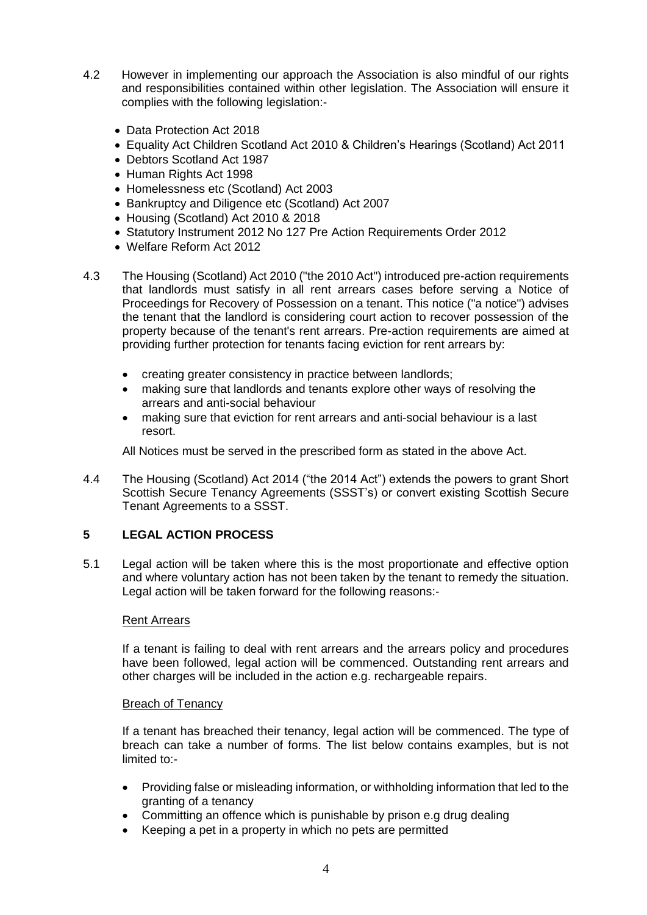4.2 However in implementing our approach the Association is also mindful of our rights and responsibilities contained within other legislation. The Association will ensure it complies with the following legislation:-

- Data Protection Act 2018
- Equality Act Children Scotland Act 2010 & Children's Hearings (Scotland) Act 2011
- Debtors Scotland Act 1987
- Human Rights Act 1998
- Homelessness etc (Scotland) Act 2003
- Bankruptcy and Diligence etc (Scotland) Act 2007
- Housing (Scotland) Act 2010 & 2018
- Statutory Instrument 2012 No 127 Pre Action Requirements Order 2012
- Welfare Reform Act 2012

4.3 The Housing (Scotland) Act 2010 ("the 2010 Act") introduced pre-action requirements that landlords must satisfy in all rent arrears cases before serving a Notice of Proceedings for Recovery of Possession on a tenant. This notice ("a notice") advises the tenant that the landlord is considering court action to recover possession of the property because of the tenant's rent arrears. Pre-action requirements are aimed at providing further protection for tenants facing eviction for rent arrears by:

- creating greater consistency in practice between landlords;
- making sure that landlords and tenants explore other ways of resolving the arrears and anti-social behaviour
- making sure that eviction for rent arrears and anti-social behaviour is a last resort.

All Notices must be served in the prescribed form as stated in the above Act.

4.4 The Housing (Scotland) Act 2014 ("the 2014 Act") extends the powers to grant Short Scottish Secure Tenancy Agreements (SSST's) or convert existing Scottish Secure Tenant Agreements to a SSST.

## 5 LEGAL ACTION PROCESS

5.1 Legal action will be taken where this is the most proportionate and effective option and where voluntary action has not been taken by the tenant to remedy the situation. Legal action will be taken forward for the following reasons:-

Rent Arrears

If a tenant is failing to deal with rent arrears and the arrears policy and procedures have been followed, legal action will be commenced. Outstanding rent arrears and other charges will be included in the action e.g. rechargeable repairs.

Breach of Tenancy

If a tenant has breached their tenancy, legal action will be commenced. The type of breach can take a number of forms. The list below contains examples, but is not limited to:-

- Providing false or misleading information, or withholding information that led to the granting of a tenancy
- Committing an offence which is punishable by prison e.g drug dealing
- Keeping a pet in a property in which no pets are permitted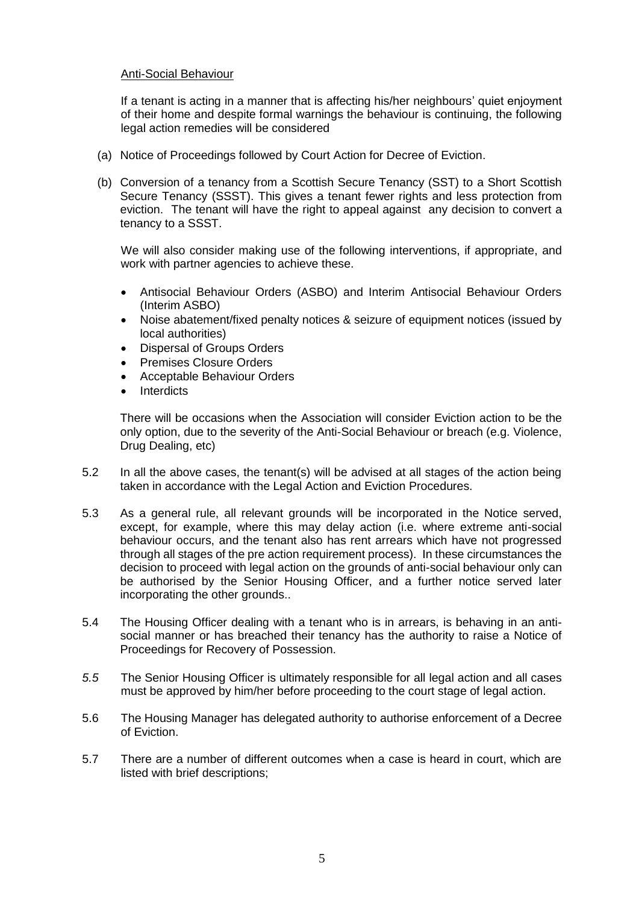Anti-Social Behaviour

If a tenant is acting in a manner that is affecting his/her neighbours' quiet enjoyment of their home and despite formal warnings the behaviour is continuing, the following legal action remedies will be considered

(a) Notice of Proceedings followed by Court Action for Decree of Eviction.

(b) Conversion of a tenancy from a Scottish Secure Tenancy (SST) to a Short Scottish Secure Tenancy (SSST). This gives a tenant fewer rights and less protection from eviction. The tenant will have the right to appeal against any decision to convert a tenancy to a SSST.

We will also consider making use of the following interventions, if appropriate, and work with partner agencies to achieve these.

- Antisocial Behaviour Orders (ASBO) and Interim Antisocial Behaviour Orders (Interim ASBO)
- Noise abatement/fixed penalty notices & seizure of equipment notices (issued by local authorities)
- Dispersal of Groups Orders
- Premises Closure Orders
- Acceptable Behaviour Orders
- Interdicts

There will be occasions when the Association will consider Eviction action to be the only option, due to the severity of the Anti-Social Behaviour or breach (e.g. Violence, Drug Dealing, etc)

5.2 In all the above cases, the tenant(s) will be advised at all stages of the action being taken in accordance with the Legal Action and Eviction Procedures.

5.3 As a general rule, all relevant grounds will be incorporated in the Notice served, except, for example, where this may delay action (i.e. where extreme anti-social behaviour occurs, and the tenant also has rent arrears which have not progressed through all stages of the pre action requirement process). In these circumstances the decision to proceed with legal action on the grounds of anti-social behaviour only can be authorised by the Senior Housing Officer, and a further notice served later incorporating the other grounds..

5.4 The Housing Officer dealing with a tenant who is in arrears, is behaving in an anti-social manner or has breached their tenancy has the authority to raise a Notice of Proceedings for Recovery of Possession.

*5.5* The Senior Housing Officer is ultimately responsible for all legal action and all cases must be approved by him/her before proceeding to the court stage of legal action.

5.6 The Housing Manager has delegated authority to authorise enforcement of a Decree of Eviction.

5.7 There are a number of different outcomes when a case is heard in court, which are listed with brief descriptions;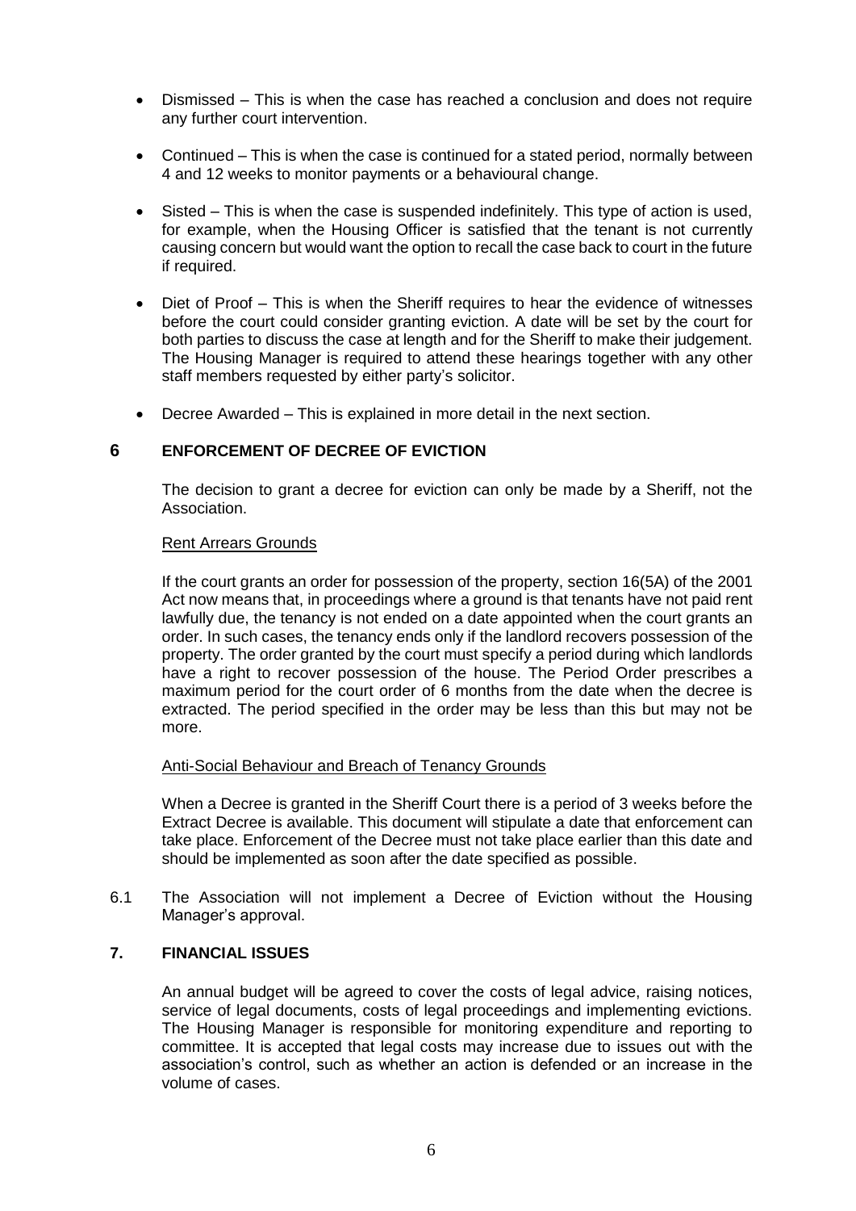- Dismissed – This is when the case has reached a conclusion and does not require any further court intervention.

- Continued – This is when the case is continued for a stated period, normally between 4 and 12 weeks to monitor payments or a behavioural change.

- Sisted – This is when the case is suspended indefinitely. This type of action is used, for example, when the Housing Officer is satisfied that the tenant is not currently causing concern but would want the option to recall the case back to court in the future if required.

- Diet of Proof – This is when the Sheriff requires to hear the evidence of witnesses before the court could consider granting eviction. A date will be set by the court for both parties to discuss the case at length and for the Sheriff to make their judgement. The Housing Manager is required to attend these hearings together with any other staff members requested by either party's solicitor.

- Decree Awarded – This is explained in more detail in the next section.

## 6 ENFORCEMENT OF DECREE OF EVICTION

The decision to grant a decree for eviction can only be made by a Sheriff, not the Association.

Rent Arrears Grounds

If the court grants an order for possession of the property, section 16(5A) of the 2001 Act now means that, in proceedings where a ground is that tenants have not paid rent lawfully due, the tenancy is not ended on a date appointed when the court grants an order. In such cases, the tenancy ends only if the landlord recovers possession of the property. The order granted by the court must specify a period during which landlords have a right to recover possession of the house. The Period Order prescribes a maximum period for the court order of 6 months from the date when the decree is extracted. The period specified in the order may be less than this but may not be more.

Anti-Social Behaviour and Breach of Tenancy Grounds

When a Decree is granted in the Sheriff Court there is a period of 3 weeks before the Extract Decree is available. This document will stipulate a date that enforcement can take place. Enforcement of the Decree must not take place earlier than this date and should be implemented as soon after the date specified as possible.

6.1 The Association will not implement a Decree of Eviction without the Housing Manager's approval.

## 7. FINANCIAL ISSUES

An annual budget will be agreed to cover the costs of legal advice, raising notices, service of legal documents, costs of legal proceedings and implementing evictions. The Housing Manager is responsible for monitoring expenditure and reporting to committee. It is accepted that legal costs may increase due to issues out with the association's control, such as whether an action is defended or an increase in the volume of cases.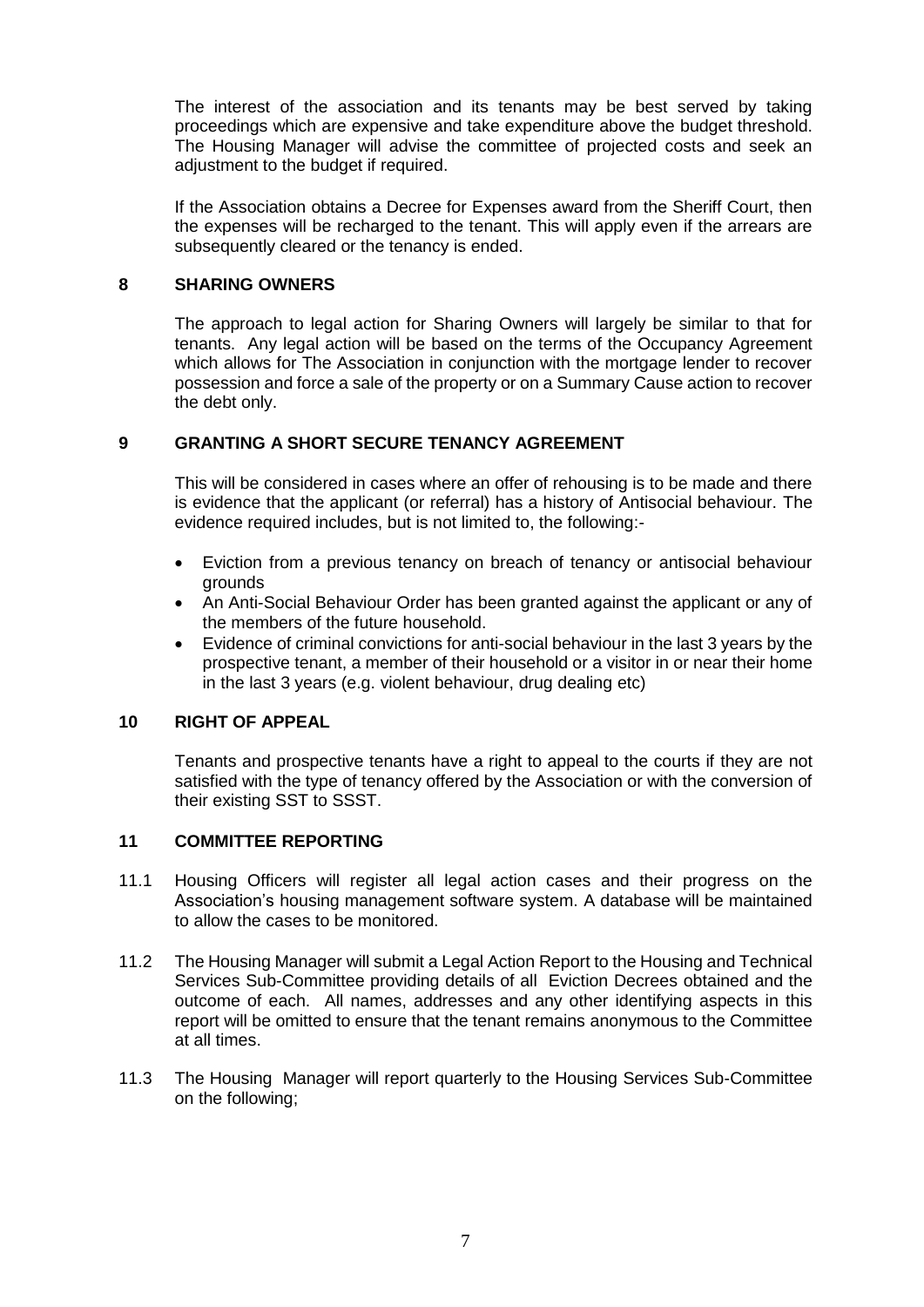The interest of the association and its tenants may be best served by taking proceedings which are expensive and take expenditure above the budget threshold. The Housing Manager will advise the committee of projected costs and seek an adjustment to the budget if required.

If the Association obtains a Decree for Expenses award from the Sheriff Court, then the expenses will be recharged to the tenant. This will apply even if the arrears are subsequently cleared or the tenancy is ended.

## 8 SHARING OWNERS

The approach to legal action for Sharing Owners will largely be similar to that for tenants. Any legal action will be based on the terms of the Occupancy Agreement which allows for The Association in conjunction with the mortgage lender to recover possession and force a sale of the property or on a Summary Cause action to recover the debt only.

## 9 GRANTING A SHORT SECURE TENANCY AGREEMENT

This will be considered in cases where an offer of rehousing is to be made and there is evidence that the applicant (or referral) has a history of Antisocial behaviour. The evidence required includes, but is not limited to, the following:-

- Eviction from a previous tenancy on breach of tenancy or antisocial behaviour grounds
- An Anti-Social Behaviour Order has been granted against the applicant or any of the members of the future household.
- Evidence of criminal convictions for anti-social behaviour in the last 3 years by the prospective tenant, a member of their household or a visitor in or near their home in the last 3 years (e.g. violent behaviour, drug dealing etc)

## 10 RIGHT OF APPEAL

Tenants and prospective tenants have a right to appeal to the courts if they are not satisfied with the type of tenancy offered by the Association or with the conversion of their existing SST to SSST.

## 11 COMMITTEE REPORTING

11.1 Housing Officers will register all legal action cases and their progress on the Association's housing management software system. A database will be maintained to allow the cases to be monitored.

11.2 The Housing Manager will submit a Legal Action Report to the Housing and Technical Services Sub-Committee providing details of all Eviction Decrees obtained and the outcome of each. All names, addresses and any other identifying aspects in this report will be omitted to ensure that the tenant remains anonymous to the Committee at all times.

11.3 The Housing Manager will report quarterly to the Housing Services Sub-Committee on the following;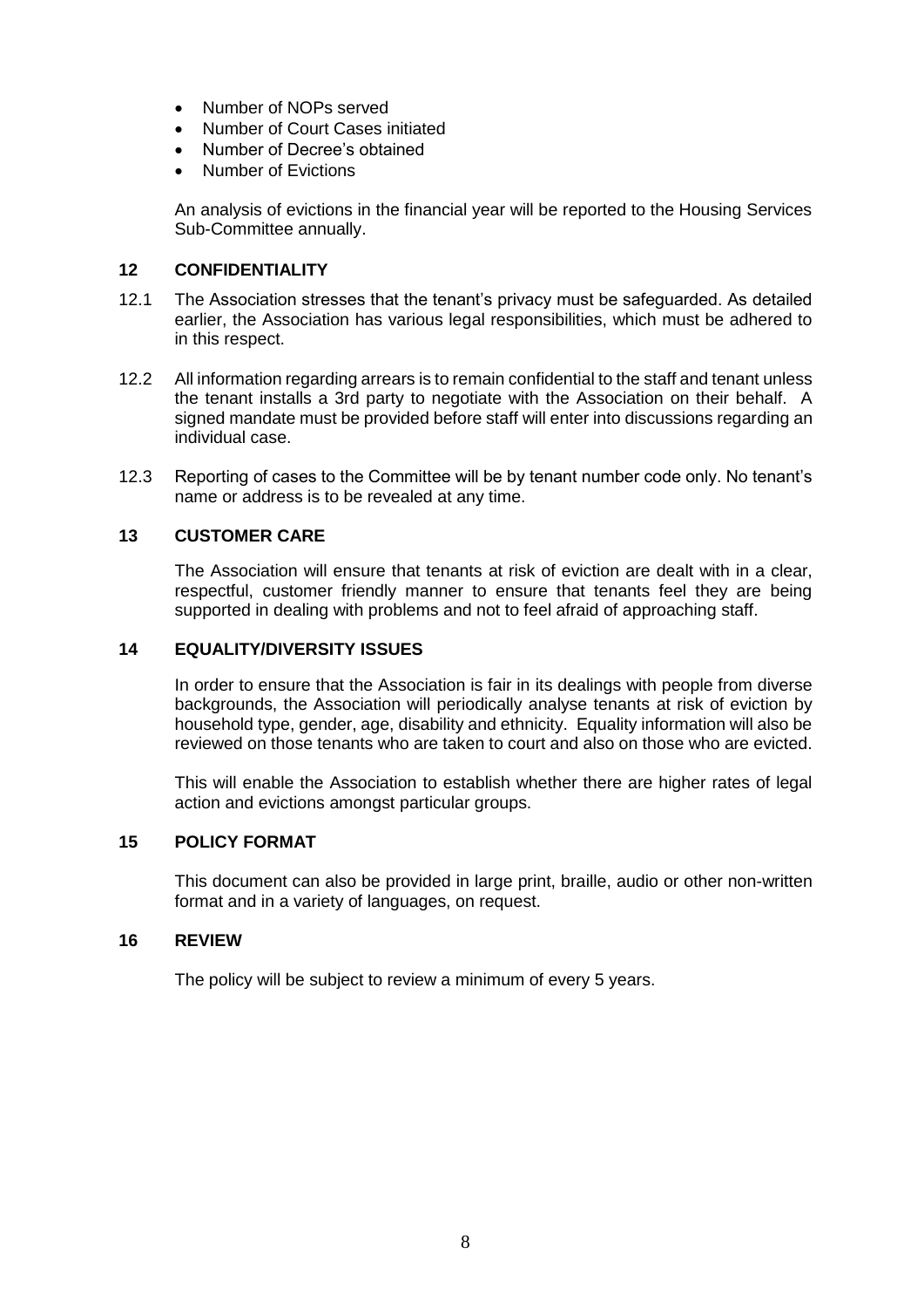- Number of NOPs served
- Number of Court Cases initiated
- Number of Decree's obtained
- Number of Evictions

An analysis of evictions in the financial year will be reported to the Housing Services Sub-Committee annually.

## 12 CONFIDENTIALITY

12.1 The Association stresses that the tenant's privacy must be safeguarded. As detailed earlier, the Association has various legal responsibilities, which must be adhered to in this respect.

12.2 All information regarding arrears is to remain confidential to the staff and tenant unless the tenant installs a 3rd party to negotiate with the Association on their behalf. A signed mandate must be provided before staff will enter into discussions regarding an individual case.

12.3 Reporting of cases to the Committee will be by tenant number code only. No tenant's name or address is to be revealed at any time.

## 13 CUSTOMER CARE

The Association will ensure that tenants at risk of eviction are dealt with in a clear, respectful, customer friendly manner to ensure that tenants feel they are being supported in dealing with problems and not to feel afraid of approaching staff.

## 14 EQUALITY/DIVERSITY ISSUES

In order to ensure that the Association is fair in its dealings with people from diverse backgrounds, the Association will periodically analyse tenants at risk of eviction by household type, gender, age, disability and ethnicity. Equality information will also be reviewed on those tenants who are taken to court and also on those who are evicted.

This will enable the Association to establish whether there are higher rates of legal action and evictions amongst particular groups.

## 15 POLICY FORMAT

This document can also be provided in large print, braille, audio or other non-written format and in a variety of languages, on request.

## 16 REVIEW

The policy will be subject to review a minimum of every 5 years.